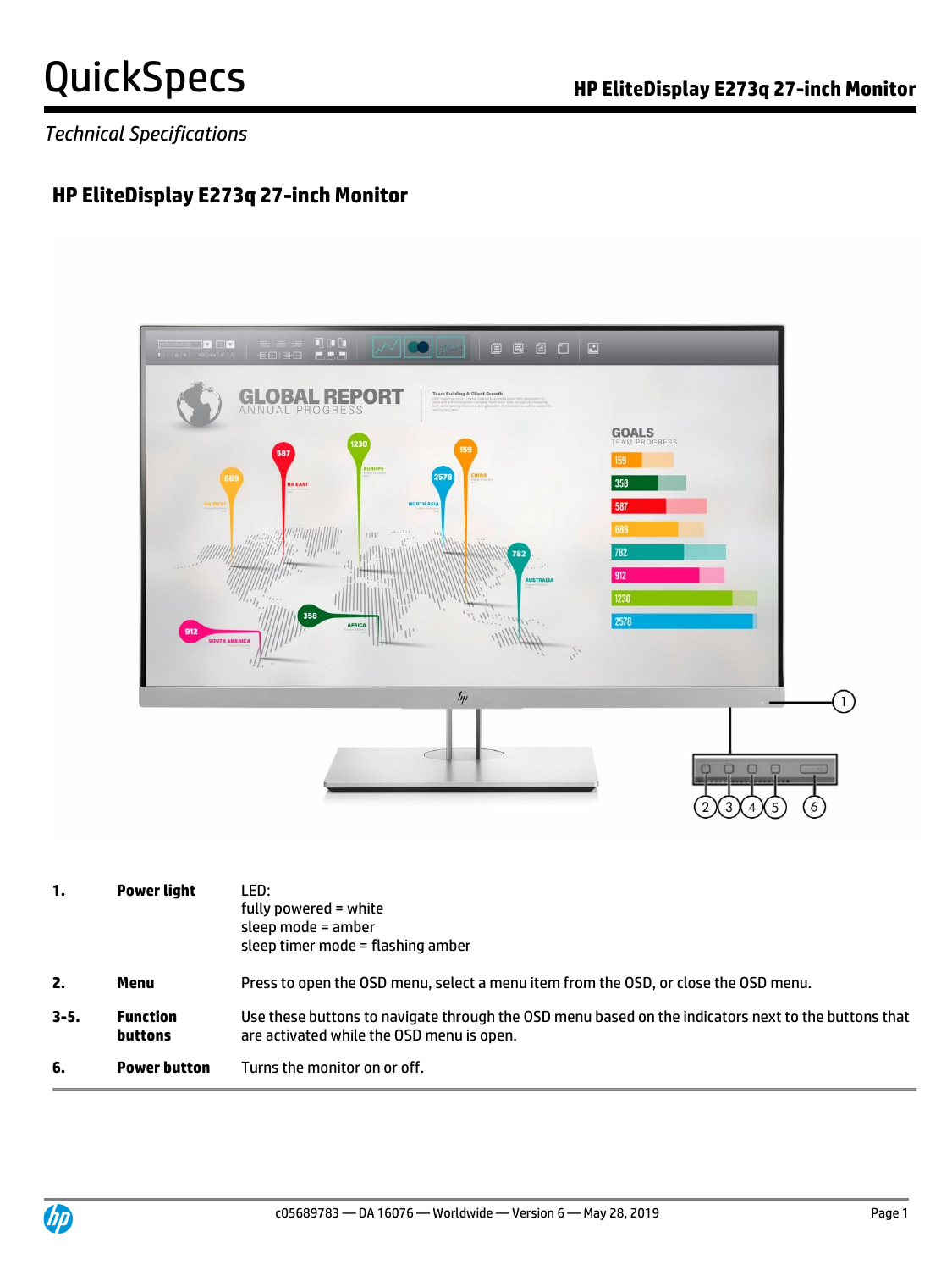# QuickSpecs

*Technical Specifications*

## HP EliteDisplay E273q 27-inch Monitor

| | | |
|---|---|---|
| **1.** | **Power light** | LED:<br>fully powered = white<br>sleep mode = amber<br>sleep timer mode = flashing amber |
| **2.** | **Menu** | Press to open the OSD menu, select a menu item from the OSD, or close the OSD menu. |
| **3-5.** | **Function buttons** | Use these buttons to navigate through the OSD menu based on the indicators next to the buttons that are activated while the OSD menu is open. |
| **6.** | **Power button** | Turns the monitor on or off. |

c05689783 — DA 16076 — Worldwide — Version 6 — May 28, 2019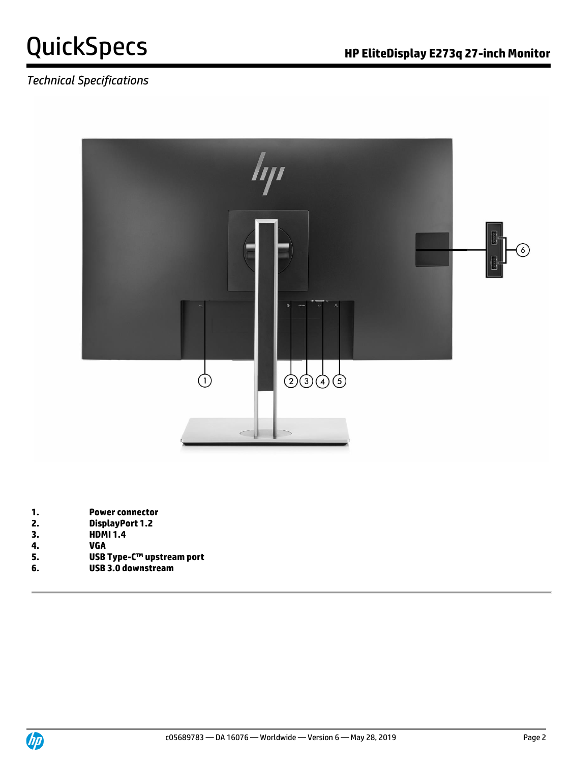*Technical Specifications*

1. **Power connector**
2. **DisplayPort 1.2**
3. **HDMI 1.4**
4. **VGA**
5. **USB Type-C™ upstream port**
6. **USB 3.0 downstream**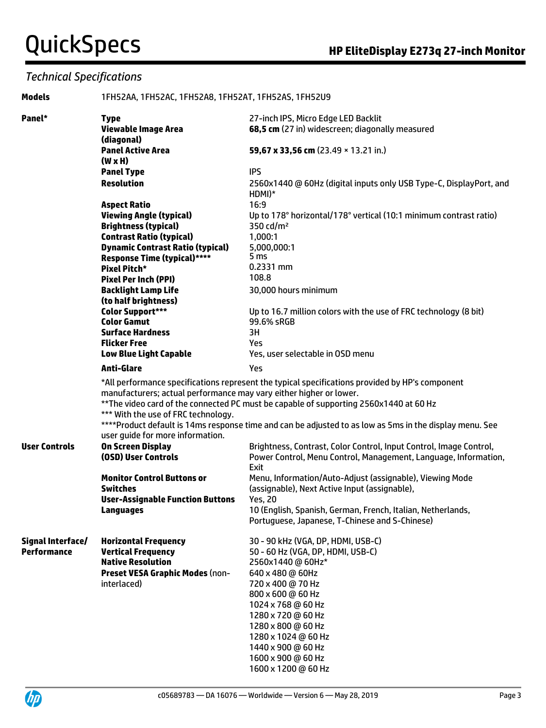## Technical Specifications

| | | |
|---|---|---|
| **Models** | 1FH52AA, 1FH52AC, 1FH52A8, 1FH52AT, 1FH52AS, 1FH52U9 | |
| **Panel*** | **Type** | 27-inch IPS, Micro Edge LED Backlit |
| | **Viewable Image Area (diagonal)** | **68,5 cm** (27 in) widescreen; diagonally measured |
| | **Panel Active Area (W x H)** | **59,67 x 33,56 cm** (23.49 × 13.21 in.) |
| | **Panel Type** | IPS |
| | **Resolution** | 2560x1440 @ 60Hz (digital inputs only USB Type-C, DisplayPort, and HDMI)* |
| | **Aspect Ratio** | 16:9 |
| | **Viewing Angle (typical)** | Up to 178° horizontal/178° vertical (10:1 minimum contrast ratio) |
| | **Brightness (typical)** | 350 cd/m² |
| | **Contrast Ratio (typical)** | 1,000:1 |
| | **Dynamic Contrast Ratio (typical)** | 5,000,000:1 |
| | **Response Time (typical)******** | 5 ms |
| | **Pixel Pitch*** | 0.2331 mm |
| | **Pixel Per Inch (PPI)** | 108.8 |
| | **Backlight Lamp Life (to half brightness)** | 30,000 hours minimum |
| | **Color Support***** | Up to 16.7 million colors with the use of FRC technology (8 bit) |
| | **Color Gamut** | 99.6% sRGB |
| | **Surface Hardness** | 3H |
| | **Flicker Free** | Yes |
| | **Low Blue Light Capable** | Yes, user selectable in OSD menu |
| | **Anti-Glare** | Yes |

*All performance specifications represent the typical specifications provided by HP's component manufacturers; actual performance may vary either higher or lower.
**The video card of the connected PC must be capable of supporting 2560x1440 at 60 Hz
*** With the use of FRC technology.
****Product default is 14ms response time and can be adjusted to as low as 5ms in the display menu. See user guide for more information.

| | | |
|---|---|---|
| **User Controls** | **On Screen Display (OSD) User Controls** | Brightness, Contrast, Color Control, Input Control, Image Control, Power Control, Menu Control, Management, Language, Information, Exit |
| | **Monitor Control Buttons or Switches** | Menu, Information/Auto-Adjust (assignable), Viewing Mode (assignable), Next Active Input (assignable), |
| | **User-Assignable Function Buttons** | Yes, 20 |
| | **Languages** | 10 (English, Spanish, German, French, Italian, Netherlands, Portuguese, Japanese, T-Chinese and S-Chinese) |
| **Signal Interface/ Performance** | **Horizontal Frequency** | 30 - 90 kHz (VGA, DP, HDMI, USB-C) |
| | **Vertical Frequency** | 50 - 60 Hz (VGA, DP, HDMI, USB-C) |
| | **Native Resolution** | 2560x1440 @ 60Hz* |
| | **Preset VESA Graphic Modes** (non-interlaced) | 640 x 480 @ 60Hz<br>720 x 400 @ 70 Hz<br>800 x 600 @ 60 Hz<br>1024 x 768 @ 60 Hz<br>1280 x 720 @ 60 Hz<br>1280 x 800 @ 60 Hz<br>1280 x 1024 @ 60 Hz<br>1440 x 900 @ 60 Hz<br>1600 x 900 @ 60 Hz<br>1600 x 1200 @ 60 Hz |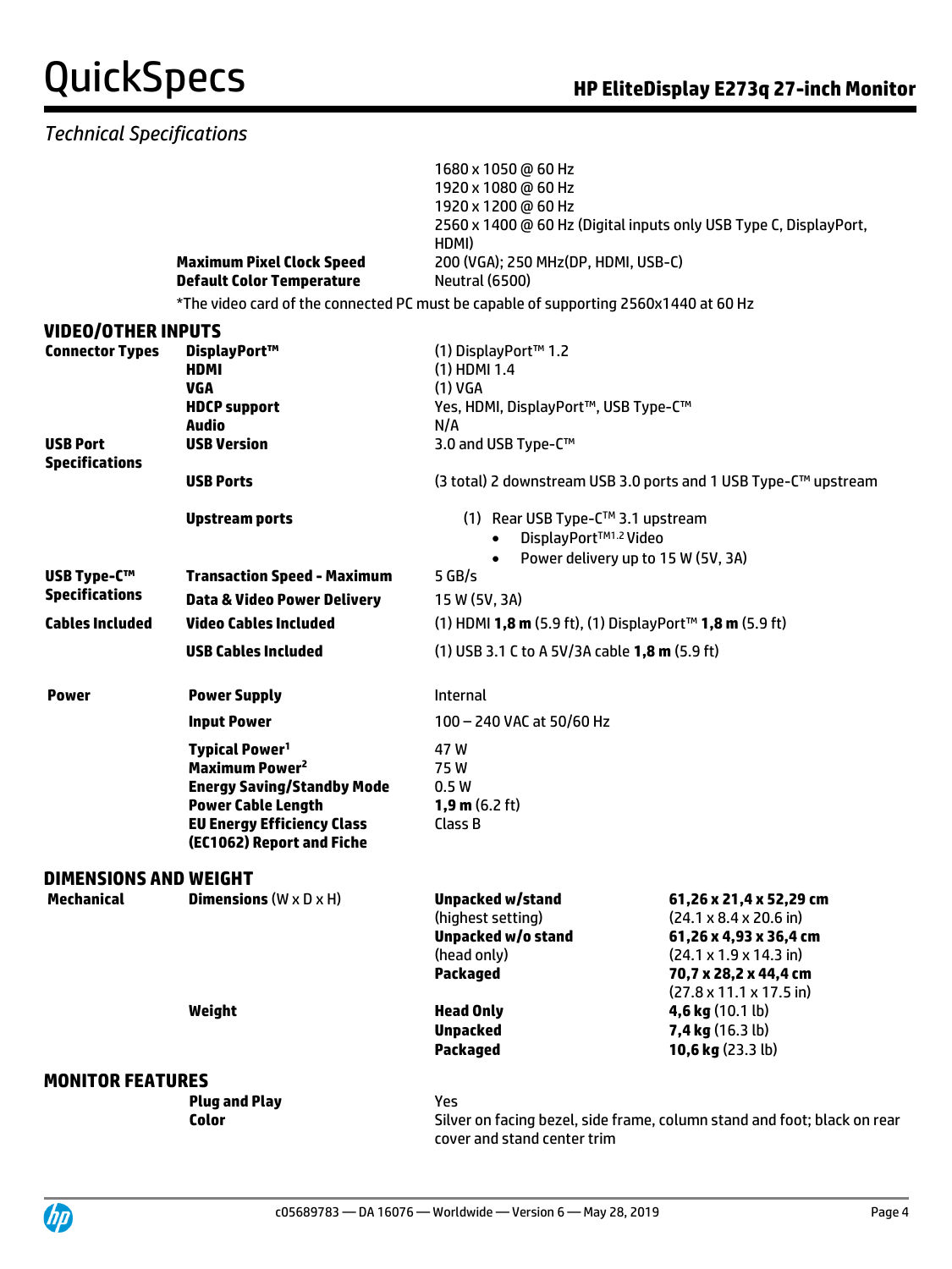## Technical Specifications

| | | |
|---|---|---|
| | | 1680 x 1050 @ 60 Hz<br>1920 x 1080 @ 60 Hz<br>1920 x 1200 @ 60 Hz<br>2560 x 1400 @ 60 Hz (Digital inputs only USB Type C, DisplayPort, HDMI) |
| | **Maximum Pixel Clock Speed** | 200 (VGA); 250 MHz(DP, HDMI, USB-C) |
| | **Default Color Temperature** | Neutral (6500) |

*The video card of the connected PC must be capable of supporting 2560x1440 at 60 Hz

### VIDEO/OTHER INPUTS

| | | |
|---|---|---|
| **Connector Types** | **DisplayPort™** | (1) DisplayPort™ 1.2 |
| | **HDMI** | (1) HDMI 1.4 |
| | **VGA** | (1) VGA |
| | **HDCP support** | Yes, HDMI, DisplayPort™, USB Type-C™ |
| | **Audio** | N/A |
| **USB Port Specifications** | **USB Version** | 3.0 and USB Type-C™ |
| | **USB Ports** | (3 total) 2 downstream USB 3.0 ports and 1 USB Type-C™ upstream |
| | **Upstream ports** | (1) Rear USB Type-C™ 3.1 upstream<br>• DisplayPort™1.2 Video<br>• Power delivery up to 15 W (5V, 3A) |
| **USB Type-C™ Specifications** | **Transaction Speed - Maximum** | 5 GB/s |
| | **Data & Video Power Delivery** | 15 W (5V, 3A) |
| **Cables Included** | **Video Cables Included** | (1) HDMI **1,8 m** (5.9 ft), (1) DisplayPort™ **1,8 m** (5.9 ft) |
| | **USB Cables Included** | (1) USB 3.1 C to A 5V/3A cable **1,8 m** (5.9 ft) |
| **Power** | **Power Supply** | Internal |
| | **Input Power** | 100 – 240 VAC at 50/60 Hz |
| | **Typical Power**[1] | 47 W |
| | **Maximum Power**[2] | 75 W |
| | **Energy Saving/Standby Mode** | 0.5 W |
| | **Power Cable Length** | **1,9 m** (6.2 ft) |
| | **EU Energy Efficiency Class (EC1062) Report and Fiche** | Class B |

### DIMENSIONS AND WEIGHT

| | | | |
|---|---|---|---|
| **Mechanical** | **Dimensions** (W x D x H) | **Unpacked w/stand** (highest setting) | **61,26 x 21,4 x 52,29 cm** (24.1 x 8.4 x 20.6 in) |
| | | **Unpacked w/o stand** (head only) | **61,26 x 4,93 x 36,4 cm** (24.1 x 1.9 x 14.3 in) |
| | | **Packaged** | **70,7 x 28,2 x 44,4 cm** (27.8 x 11.1 x 17.5 in) |
| | **Weight** | **Head Only** | **4,6 kg** (10.1 lb) |
| | | **Unpacked** | **7,4 kg** (16.3 lb) |
| | | **Packaged** | **10,6 kg** (23.3 lb) |

### MONITOR FEATURES

| | | |
|---|---|---|
| | **Plug and Play** | Yes |
| | **Color** | Silver on facing bezel, side frame, column stand and foot; black on rear cover and stand center trim |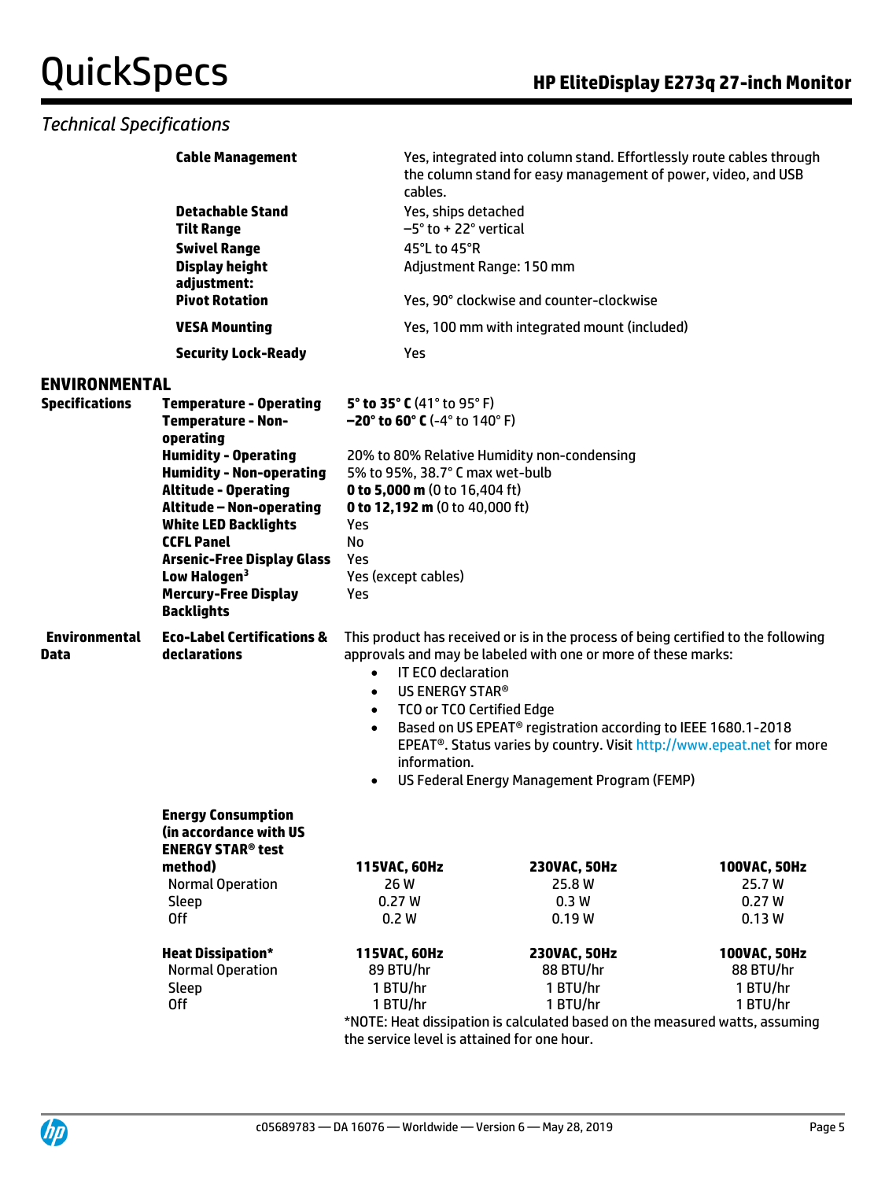## Technical Specifications

| | |
|---|---|
| **Cable Management** | Yes, integrated into column stand. Effortlessly route cables through the column stand for easy management of power, video, and USB cables. |
| **Detachable Stand** | Yes, ships detached |
| **Tilt Range** | –5° to + 22° vertical |
| **Swivel Range** | 45°L to 45°R |
| **Display height adjustment:** | Adjustment Range: 150 mm |
| **Pivot Rotation** | Yes, 90° clockwise and counter-clockwise |
| **VESA Mounting** | Yes, 100 mm with integrated mount (included) |
| **Security Lock-Ready** | Yes |

## ENVIRONMENTAL

### Specifications

| | |
|---|---|
| **Temperature - Operating** | **5° to 35° C** (41° to 95° F) |
| **Temperature - Non-operating** | **–20° to 60° C** (-4° to 140° F) |
| **Humidity - Operating** | 20% to 80% Relative Humidity non-condensing |
| **Humidity - Non-operating** | 5% to 95%, 38.7° C max wet-bulb |
| **Altitude - Operating** | **0 to 5,000 m** (0 to 16,404 ft) |
| **Altitude – Non-operating** | **0 to 12,192 m** (0 to 40,000 ft) |
| **White LED Backlights** | Yes |
| **CCFL Panel** | No |
| **Arsenic-Free Display Glass** | Yes |
| **Low Halogen[3]** | Yes (except cables) |
| **Mercury-Free Display Backlights** | Yes |

### Environmental Data

**Eco-Label Certifications & declarations**

This product has received or is in the process of being certified to the following approvals and may be labeled with one or more of these marks:

- IT ECO declaration
- US ENERGY STAR®
- TCO or TCO Certified Edge
- Based on US EPEAT® registration according to IEEE 1680.1-2018 EPEAT®. Status varies by country. Visit http://www.epeat.net for more information.
- US Federal Energy Management Program (FEMP)

**Energy Consumption (in accordance with US ENERGY STAR® test method)**

| | 115VAC, 60Hz | 230VAC, 50Hz | 100VAC, 50Hz |
|---|---|---|---|
| Normal Operation | 26 W | 25.8 W | 25.7 W |
| Sleep | 0.27 W | 0.3 W | 0.27 W |
| Off | 0.2 W | 0.19 W | 0.13 W |

**Heat Dissipation***

| | 115VAC, 60Hz | 230VAC, 50Hz | 100VAC, 50Hz |
|---|---|---|---|
| Normal Operation | 89 BTU/hr | 88 BTU/hr | 88 BTU/hr |
| Sleep | 1 BTU/hr | 1 BTU/hr | 1 BTU/hr |
| Off | 1 BTU/hr | 1 BTU/hr | 1 BTU/hr |

*NOTE: Heat dissipation is calculated based on the measured watts, assuming the service level is attained for one hour.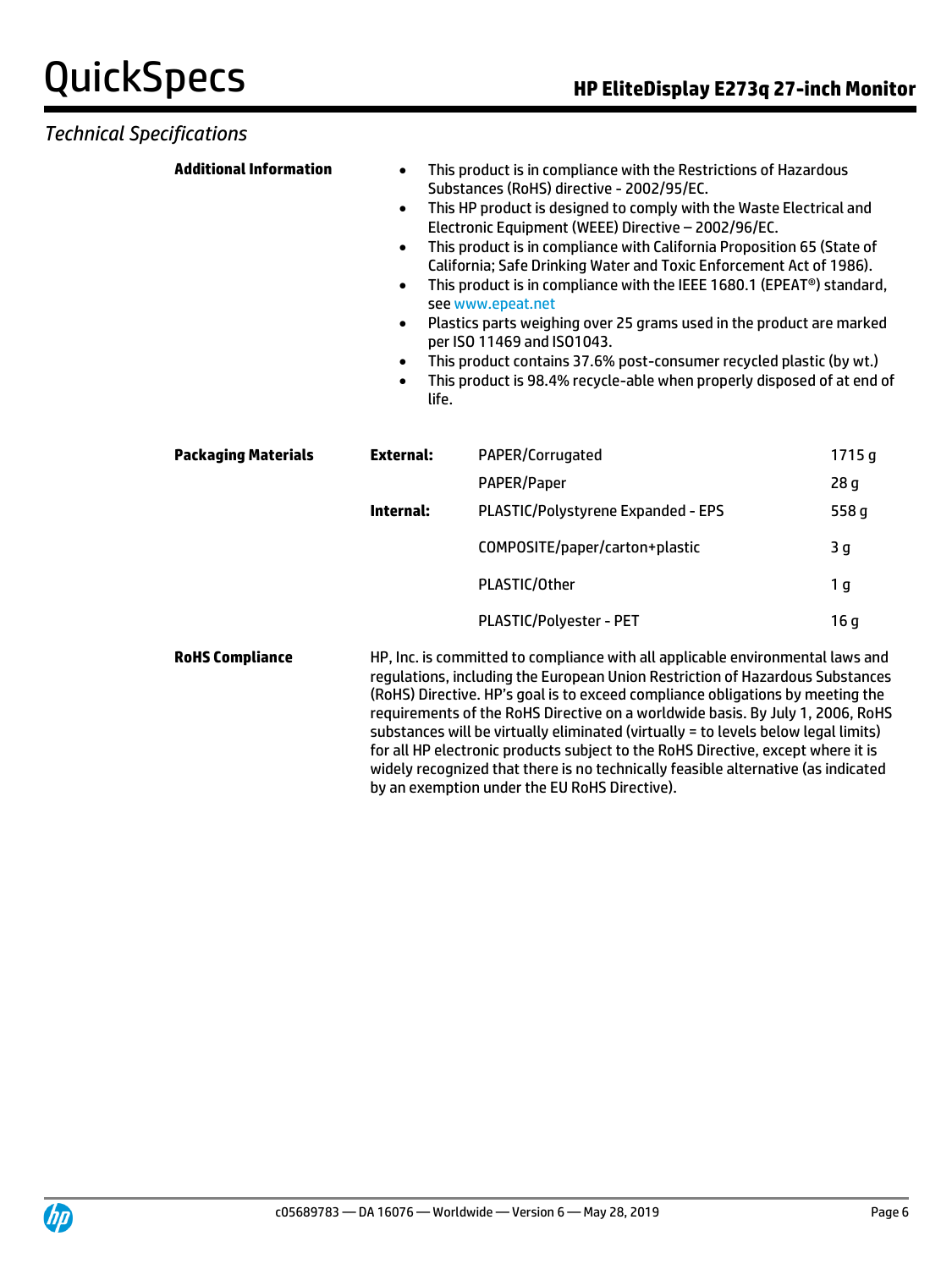## Technical Specifications

**Additional Information**

- This product is in compliance with the Restrictions of Hazardous Substances (RoHS) directive - 2002/95/EC.
- This HP product is designed to comply with the Waste Electrical and Electronic Equipment (WEEE) Directive – 2002/96/EC.
- This product is in compliance with California Proposition 65 (State of California; Safe Drinking Water and Toxic Enforcement Act of 1986).
- This product is in compliance with the IEEE 1680.1 (EPEAT®) standard, see www.epeat.net
- Plastics parts weighing over 25 grams used in the product are marked per ISO 11469 and ISO1043.
- This product contains 37.6% post-consumer recycled plastic (by wt.)
- This product is 98.4% recycle-able when properly disposed of at end of life.

**Packaging Materials**

| | | |
|---|---|---|
| **External:** | PAPER/Corrugated | 1715 g |
| | PAPER/Paper | 28 g |
| **Internal:** | PLASTIC/Polystyrene Expanded - EPS | 558 g |
| | COMPOSITE/paper/carton+plastic | 3 g |
| | PLASTIC/Other | 1 g |
| | PLASTIC/Polyester - PET | 16 g |

**RoHS Compliance**

HP, Inc. is committed to compliance with all applicable environmental laws and regulations, including the European Union Restriction of Hazardous Substances (RoHS) Directive. HP's goal is to exceed compliance obligations by meeting the requirements of the RoHS Directive on a worldwide basis. By July 1, 2006, RoHS substances will be virtually eliminated (virtually = to levels below legal limits) for all HP electronic products subject to the RoHS Directive, except where it is widely recognized that there is no technically feasible alternative (as indicated by an exemption under the EU RoHS Directive).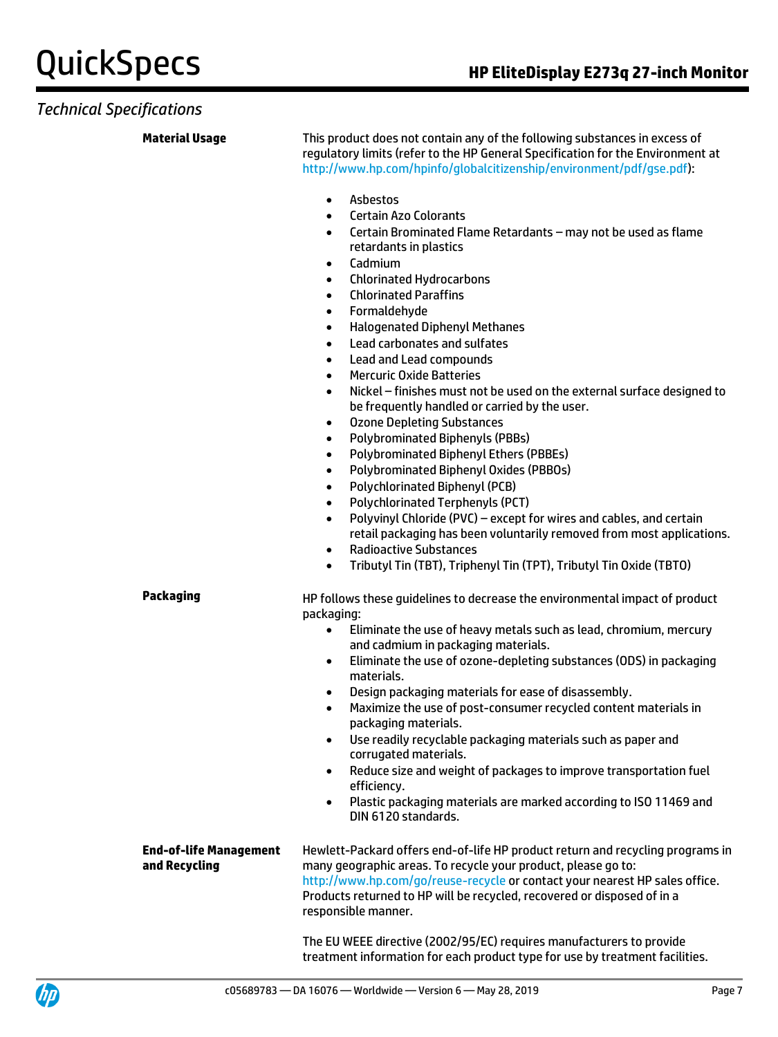## Technical Specifications

**Material Usage**

This product does not contain any of the following substances in excess of regulatory limits (refer to the HP General Specification for the Environment at http://www.hp.com/hpinfo/globalcitizenship/environment/pdf/gse.pdf):

- Asbestos
- Certain Azo Colorants
- Certain Brominated Flame Retardants – may not be used as flame retardants in plastics
- Cadmium
- Chlorinated Hydrocarbons
- Chlorinated Paraffins
- Formaldehyde
- Halogenated Diphenyl Methanes
- Lead carbonates and sulfates
- Lead and Lead compounds
- Mercuric Oxide Batteries
- Nickel – finishes must not be used on the external surface designed to be frequently handled or carried by the user.
- Ozone Depleting Substances
- Polybrominated Biphenyls (PBBs)
- Polybrominated Biphenyl Ethers (PBBEs)
- Polybrominated Biphenyl Oxides (PBBOs)
- Polychlorinated Biphenyl (PCB)
- Polychlorinated Terphenyls (PCT)
- Polyvinyl Chloride (PVC) – except for wires and cables, and certain retail packaging has been voluntarily removed from most applications.
- Radioactive Substances
- Tributyl Tin (TBT), Triphenyl Tin (TPT), Tributyl Tin Oxide (TBTO)

**Packaging**

HP follows these guidelines to decrease the environmental impact of product packaging:

- Eliminate the use of heavy metals such as lead, chromium, mercury and cadmium in packaging materials.
- Eliminate the use of ozone-depleting substances (ODS) in packaging materials.
- Design packaging materials for ease of disassembly.
- Maximize the use of post-consumer recycled content materials in packaging materials.
- Use readily recyclable packaging materials such as paper and corrugated materials.
- Reduce size and weight of packages to improve transportation fuel efficiency.
- Plastic packaging materials are marked according to ISO 11469 and DIN 6120 standards.

**End-of-life Management and Recycling**

Hewlett-Packard offers end-of-life HP product return and recycling programs in many geographic areas. To recycle your product, please go to: http://www.hp.com/go/reuse-recycle or contact your nearest HP sales office. Products returned to HP will be recycled, recovered or disposed of in a responsible manner.

The EU WEEE directive (2002/95/EC) requires manufacturers to provide treatment information for each product type for use by treatment facilities.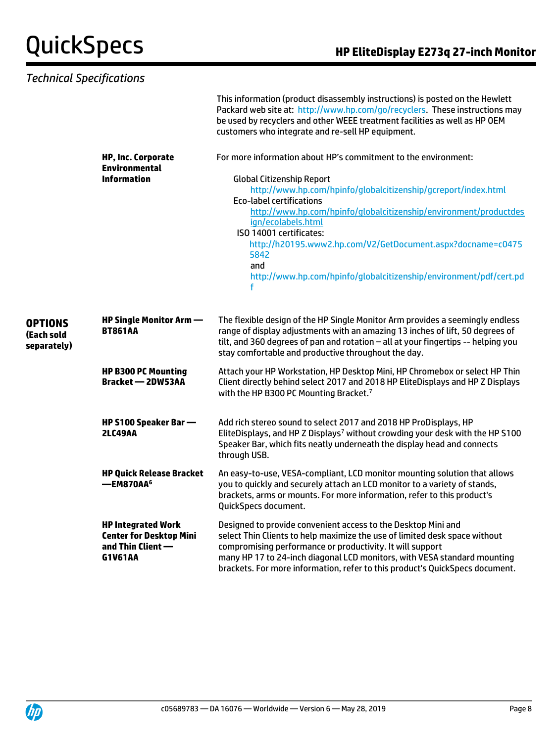*Technical Specifications*

This information (product disassembly instructions) is posted on the Hewlett Packard web site at: http://www.hp.com/go/recyclers. These instructions may be used by recyclers and other WEEE treatment facilities as well as HP OEM customers who integrate and re-sell HP equipment.

**HP, Inc. Corporate Environmental Information**

For more information about HP's commitment to the environment:

Global Citizenship Report
http://www.hp.com/hpinfo/globalcitizenship/gcreport/index.html
Eco-label certifications
http://www.hp.com/hpinfo/globalcitizenship/environment/productdesign/ecolabels.html
ISO 14001 certificates:
http://h20195.www2.hp.com/V2/GetDocument.aspx?docname=c04755842
and
http://www.hp.com/hpinfo/globalcitizenship/environment/pdf/cert.pdf

## OPTIONS (Each sold separately)

| Option | Description |
|---|---|
| **HP Single Monitor Arm — BT861AA** | The flexible design of the HP Single Monitor Arm provides a seemingly endless range of display adjustments with an amazing 13 inches of lift, 50 degrees of tilt, and 360 degrees of pan and rotation – all at your fingertips -- helping you stay comfortable and productive throughout the day. |
| **HP B300 PC Mounting Bracket — 2DW53AA** | Attach your HP Workstation, HP Desktop Mini, HP Chromebox or select HP Thin Client directly behind select 2017 and 2018 HP EliteDisplays and HP Z Displays with the HP B300 PC Mounting Bracket.[7] |
| **HP S100 Speaker Bar — 2LC49AA** | Add rich stereo sound to select 2017 and 2018 HP ProDisplays, HP EliteDisplays, and HP Z Displays[7] without crowding your desk with the HP S100 Speaker Bar, which fits neatly underneath the display head and connects through USB. |
| **HP Quick Release Bracket —EM870AA[6]** | An easy-to-use, VESA-compliant, LCD monitor mounting solution that allows you to quickly and securely attach an LCD monitor to a variety of stands, brackets, arms or mounts. For more information, refer to this product's QuickSpecs document. |
| **HP Integrated Work Center for Desktop Mini and Thin Client — G1V61AA** | Designed to provide convenient access to the Desktop Mini and select Thin Clients to help maximize the use of limited desk space without compromising performance or productivity. It will support many HP 17 to 24-inch diagonal LCD monitors, with VESA standard mounting brackets. For more information, refer to this product's QuickSpecs document. |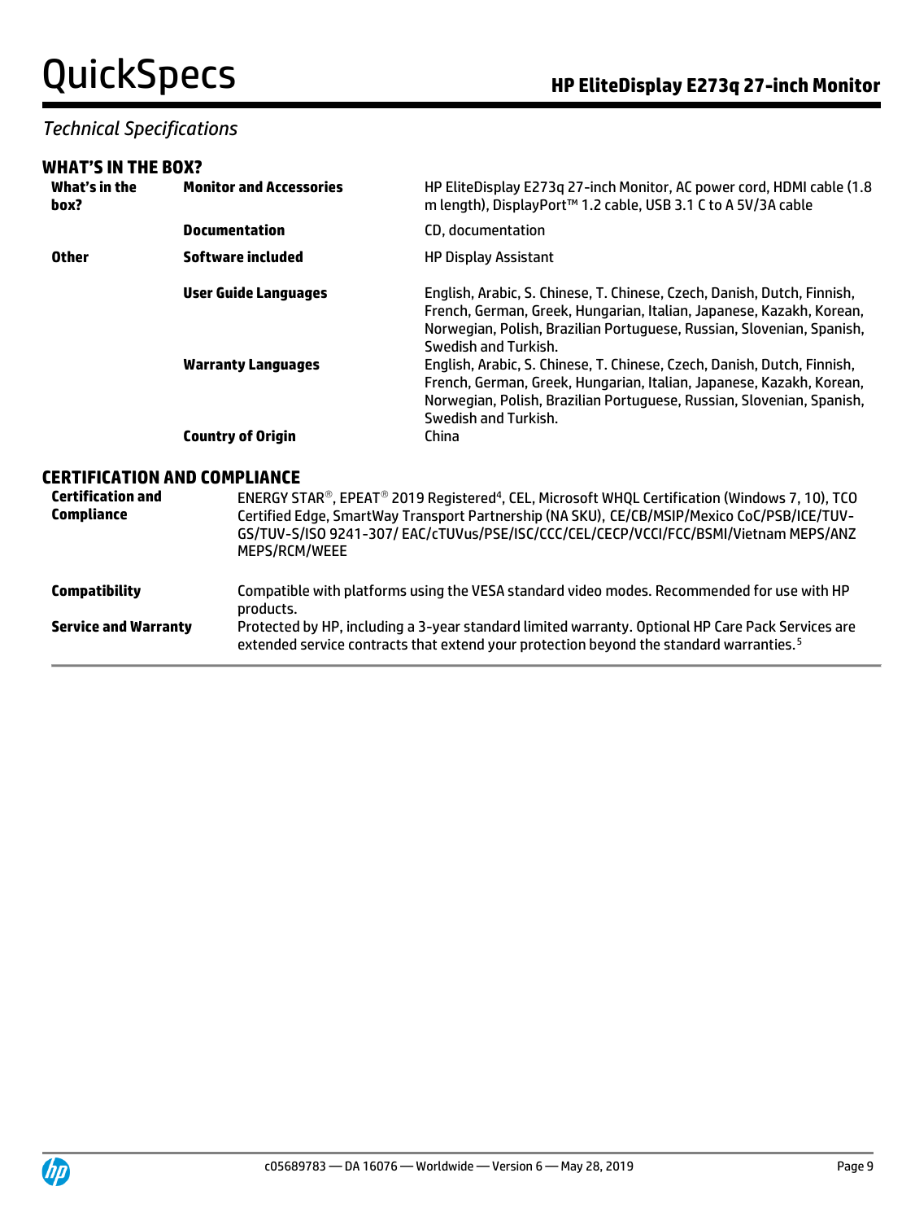*Technical Specifications*

## WHAT'S IN THE BOX?

| | | |
|---|---|---|
| **What's in the box?** | **Monitor and Accessories** | HP EliteDisplay E273q 27-inch Monitor, AC power cord, HDMI cable (1.8 m length), DisplayPort™ 1.2 cable, USB 3.1 C to A 5V/3A cable |
| | **Documentation** | CD, documentation |
| **Other** | **Software included** | HP Display Assistant |
| | **User Guide Languages** | English, Arabic, S. Chinese, T. Chinese, Czech, Danish, Dutch, Finnish, French, German, Greek, Hungarian, Italian, Japanese, Kazakh, Korean, Norwegian, Polish, Brazilian Portuguese, Russian, Slovenian, Spanish, Swedish and Turkish. |
| | **Warranty Languages** | English, Arabic, S. Chinese, T. Chinese, Czech, Danish, Dutch, Finnish, French, German, Greek, Hungarian, Italian, Japanese, Kazakh, Korean, Norwegian, Polish, Brazilian Portuguese, Russian, Slovenian, Spanish, Swedish and Turkish. |
| | **Country of Origin** | China |

## CERTIFICATION AND COMPLIANCE

| | |
|---|---|
| **Certification and Compliance** | ENERGY STAR®, EPEAT® 2019 Registered[4], CEL, Microsoft WHQL Certification (Windows 7, 10), TCO Certified Edge, SmartWay Transport Partnership (NA SKU), CE/CB/MSIP/Mexico CoC/PSB/ICE/TUV-GS/TUV-S/ISO 9241-307/ EAC/cTUVus/PSE/ISC/CCC/CEL/CECP/VCCI/FCC/BSMI/Vietnam MEPS/ANZ MEPS/RCM/WEEE |
| **Compatibility** | Compatible with platforms using the VESA standard video modes. Recommended for use with HP products. |
| **Service and Warranty** | Protected by HP, including a 3-year standard limited warranty. Optional HP Care Pack Services are extended service contracts that extend your protection beyond the standard warranties.[5] |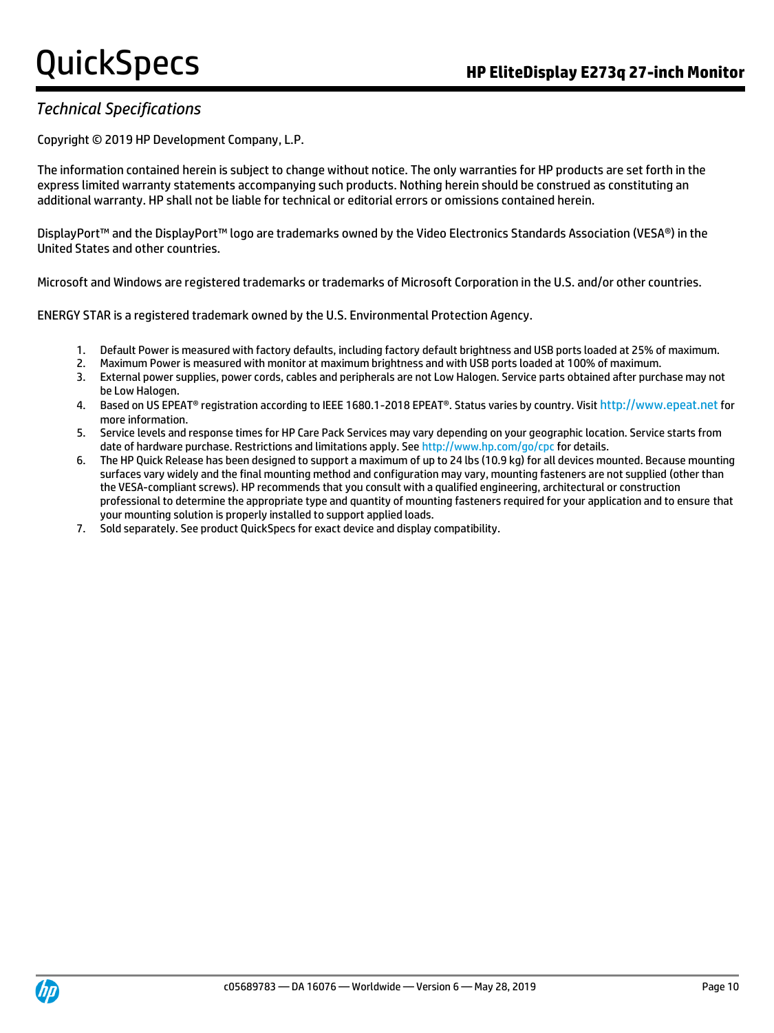## Technical Specifications

Copyright © 2019 HP Development Company, L.P.

The information contained herein is subject to change without notice. The only warranties for HP products are set forth in the express limited warranty statements accompanying such products. Nothing herein should be construed as constituting an additional warranty. HP shall not be liable for technical or editorial errors or omissions contained herein.

DisplayPort™ and the DisplayPort™ logo are trademarks owned by the Video Electronics Standards Association (VESA®) in the United States and other countries.

Microsoft and Windows are registered trademarks or trademarks of Microsoft Corporation in the U.S. and/or other countries.

ENERGY STAR is a registered trademark owned by the U.S. Environmental Protection Agency.

1. Default Power is measured with factory defaults, including factory default brightness and USB ports loaded at 25% of maximum.
2. Maximum Power is measured with monitor at maximum brightness and with USB ports loaded at 100% of maximum.
3. External power supplies, power cords, cables and peripherals are not Low Halogen. Service parts obtained after purchase may not be Low Halogen.
4. Based on US EPEAT® registration according to IEEE 1680.1-2018 EPEAT®. Status varies by country. Visit http://www.epeat.net for more information.
5. Service levels and response times for HP Care Pack Services may vary depending on your geographic location. Service starts from date of hardware purchase. Restrictions and limitations apply. See http://www.hp.com/go/cpc for details.
6. The HP Quick Release has been designed to support a maximum of up to 24 lbs (10.9 kg) for all devices mounted. Because mounting surfaces vary widely and the final mounting method and configuration may vary, mounting fasteners are not supplied (other than the VESA-compliant screws). HP recommends that you consult with a qualified engineering, architectural or construction professional to determine the appropriate type and quantity of mounting fasteners required for your application and to ensure that your mounting solution is properly installed to support applied loads.
7. Sold separately. See product QuickSpecs for exact device and display compatibility.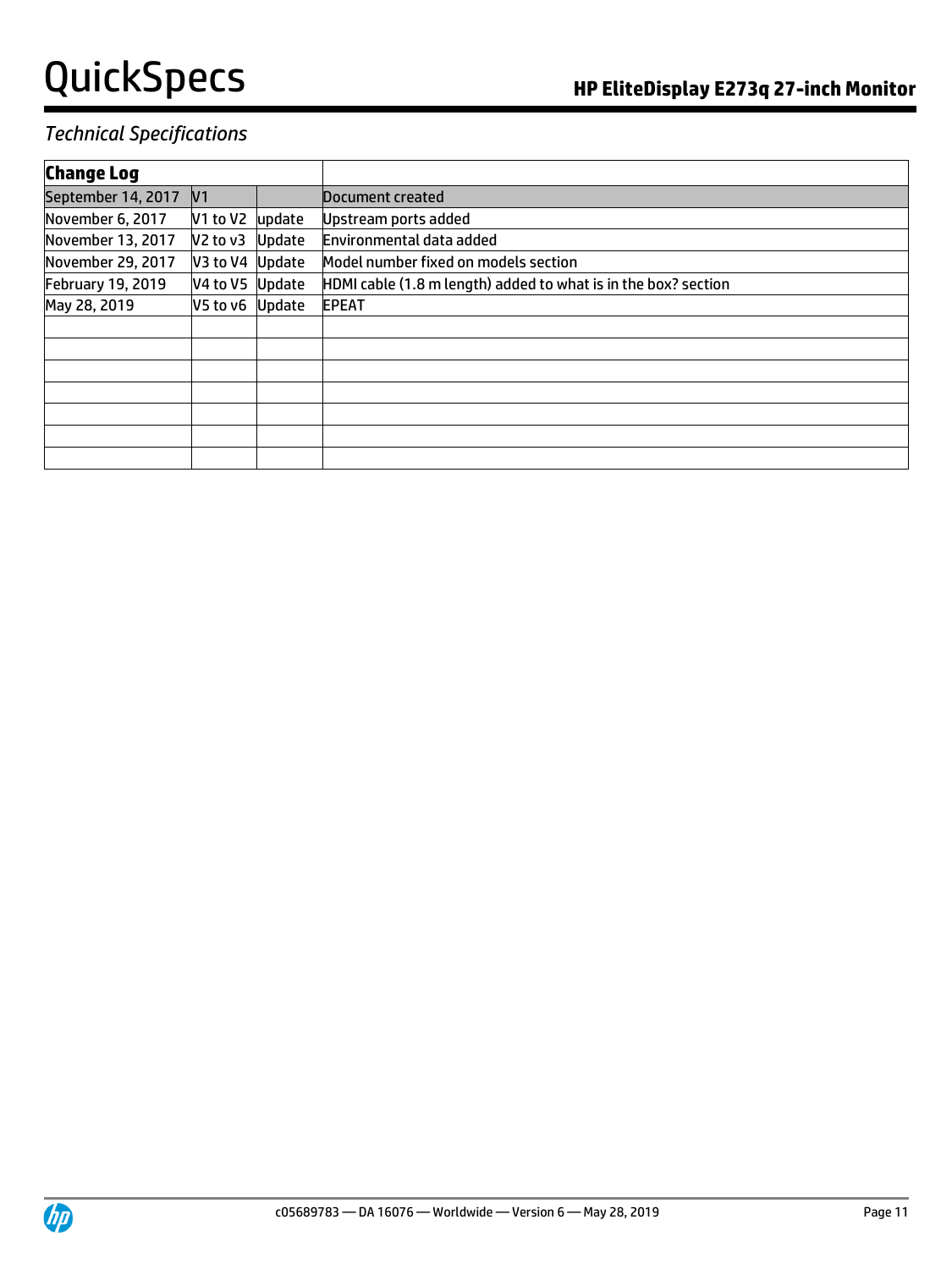*Technical Specifications*

| Change Log | | | |
|---|---|---|---|
| September 14, 2017 | V1 | | Document created |
| November 6, 2017 | V1 to V2 | update | Upstream ports added |
| November 13, 2017 | V2 to v3 | Update | Environmental data added |
| November 29, 2017 | V3 to V4 | Update | Model number fixed on models section |
| February 19, 2019 | V4 to V5 | Update | HDMI cable (1.8 m length) added to what is in the box? section |
| May 28, 2019 | V5 to v6 | Update | EPEAT |
| | | | |
| | | | |
| | | | |
| | | | |
| | | | |
| | | | |
| | | | |

c05689783 — DA 16076 — Worldwide — Version 6 — May 28, 2019